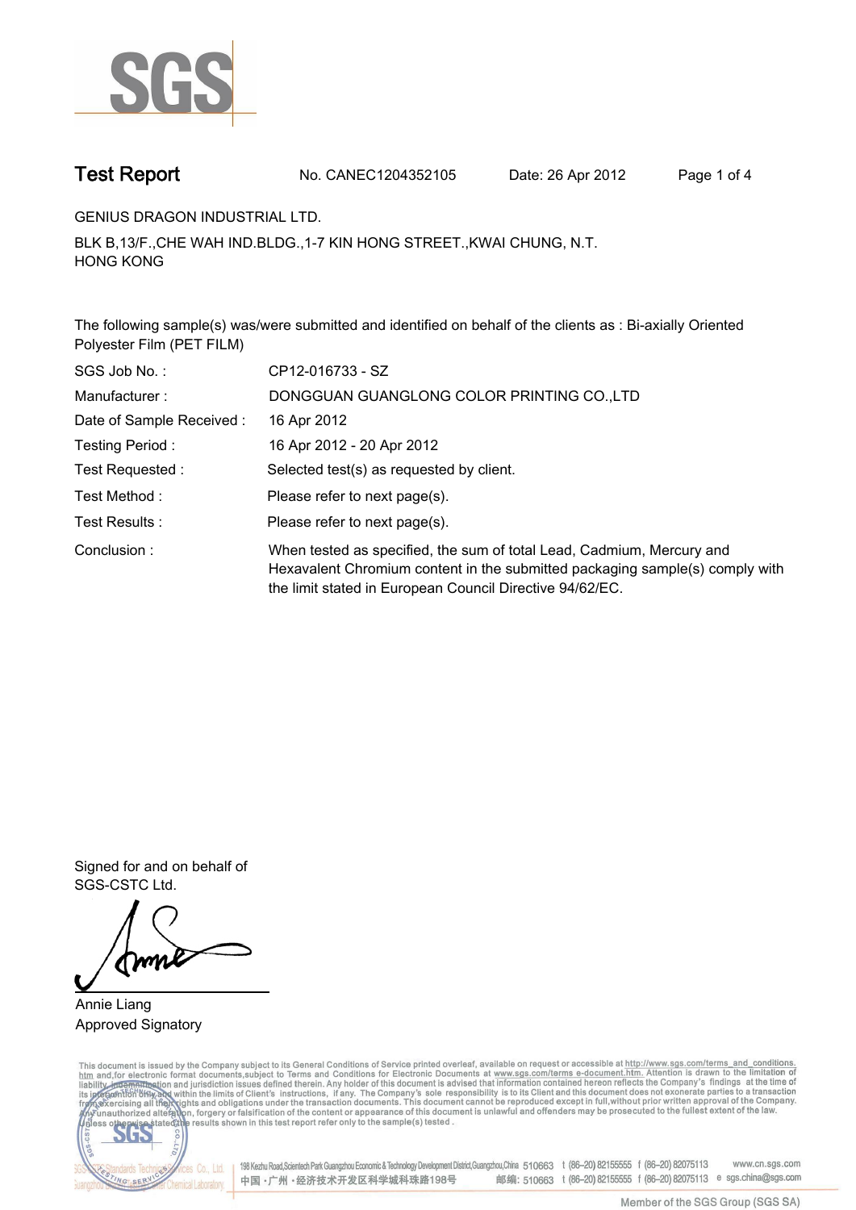# Test Report

No. CANEC1204352105 Date: 26 Apr 2012

GENIUS DRAGON INDUSTRIAL LTD.

BLK B,13/F.,CHE WAH IND.BLDG.,1-7 KIN HONG STREET.,KWAI CHUNG, N.T.
HONG KONG

The following sample(s) was/were submitted and identified on behalf of the clients as : Bi-axially Oriented Polyester Film (PET FILM)

| | |
|---|---|
| SGS Job No. : | CP12-016733 - SZ |
| Manufacturer : | DONGGUAN GUANGLONG COLOR PRINTING CO.,LTD |
| Date of Sample Received : | 16 Apr 2012 |
| Testing Period : | 16 Apr 2012 - 20 Apr 2012 |
| Test Requested : | Selected test(s) as requested by client. |
| Test Method : | Please refer to next page(s). |
| Test Results : | Please refer to next page(s). |
| Conclusion : | When tested as specified, the sum of total Lead, Cadmium, Mercury and Hexavalent Chromium content in the submitted packaging sample(s) comply with the limit stated in European Council Directive 94/62/EC. |

Signed for and on behalf of
SGS-CSTC Ltd.

Annie Liang
Approved Signatory

This document is issued by the Company subject to its General Conditions of Service printed overleaf, available on request or accessible at http://www.sgs.com/terms_and_conditions.htm and,for electronic format documents,subject to Terms and Conditions for Electronic Documents at www.sgs.com/terms_e-document.htm. Attention is drawn to the limitation of liability, indemnification and jurisdiction issues defined therein. Any holder of this document is advised that information contained hereon reflects the Company's findings at the time of its intervention only and within the limits of Client's instructions, if any. The Company's sole responsibility is to its Client and this document does not exonerate parties to a transaction from exercising all their rights and obligations under the transaction documents. This document cannot be reproduced except in full,without prior written approval of the Company. Any unauthorized alteration, forgery or falsification of the content or appearance of this document is unlawful and offenders may be prosecuted to the fullest extent of the law. Unless otherwise stated the results shown in this test report refer only to the sample(s) tested .

198 Kezhu Road,Scientech Park Guangzhou Economic & Technology Development District,Guangzhou,China 510663 t (86-20) 82155555 f (86-20) 82075113 www.cn.sgs.com
中国・广州・经济技术开发区科学城科珠路198号 邮编: 510663 t (86-20) 82155555 f (86-20) 82075113 e sgs.china@sgs.com

Member of the SGS Group (SGS SA)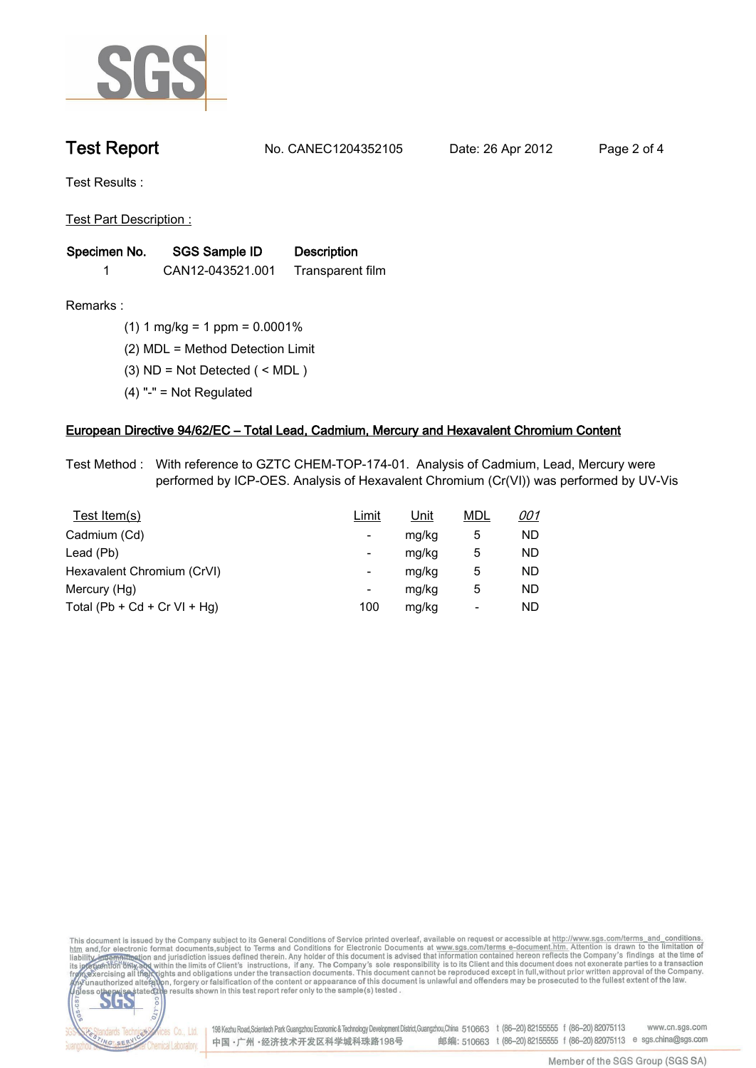# Test Report

No. CANEC1204352105    Date: 26 Apr 2012

Test Results :

Test Part Description :

| Specimen No. | SGS Sample ID | Description |
|---|---|---|
| 1 | CAN12-043521.001 | Transparent film |

Remarks :

(1) 1 mg/kg = 1 ppm = 0.0001%

(2) MDL = Method Detection Limit

(3) ND = Not Detected ( < MDL )

(4) "-" = Not Regulated

## European Directive 94/62/EC – Total Lead, Cadmium, Mercury and Hexavalent Chromium Content

Test Method : With reference to GZTC CHEM-TOP-174-01. Analysis of Cadmium, Lead, Mercury were performed by ICP-OES. Analysis of Hexavalent Chromium (Cr(VI)) was performed by UV-Vis

| Test Item(s) | Limit | Unit | MDL | *001* |
|---|---|---|---|---|
| Cadmium (Cd) | - | mg/kg | 5 | ND |
| Lead (Pb) | - | mg/kg | 5 | ND |
| Hexavalent Chromium (CrVI) | - | mg/kg | 5 | ND |
| Mercury (Hg) | - | mg/kg | 5 | ND |
| Total (Pb + Cd + Cr VI + Hg) | 100 | mg/kg | - | ND |

This document is issued by the Company subject to its General Conditions of Service printed overleaf, available on request or accessible at http://www.sgs.com/terms_and_conditions.htm and, for electronic format documents, subject to Terms and Conditions for Electronic Documents at www.sgs.com/terms_e-document.htm. Attention is drawn to the limitation of liability, indemnification and jurisdiction issues defined therein. Any holder of this document is advised that information contained hereon reflects the Company's findings at the time of its intervention only and within the limits of Client's instructions, if any. The Company's sole responsibility is to its Client and this document does not exonerate parties to a transaction from exercising all their rights and obligations under the transaction documents. This document cannot be reproduced except in full, without prior written approval of the Company. Any unauthorized alteration, forgery or falsification of the content or appearance of this document is unlawful and offenders may be prosecuted to the fullest extent of the law. Unless otherwise stated the results shown in this test report refer only to the sample(s) tested.

198 Kezhu Road, Scientech Park Guangzhou Economic & Technology Development District, Guangzhou, China 510663 t (86–20) 82155555 f (86–20) 82075113 www.cn.sgs.com
中国・广州・经济技术开发区科学城科珠路198号 邮编: 510663 t (86–20) 82155555 f (86–20) 82075113 e sgs.china@sgs.com

Member of the SGS Group (SGS SA)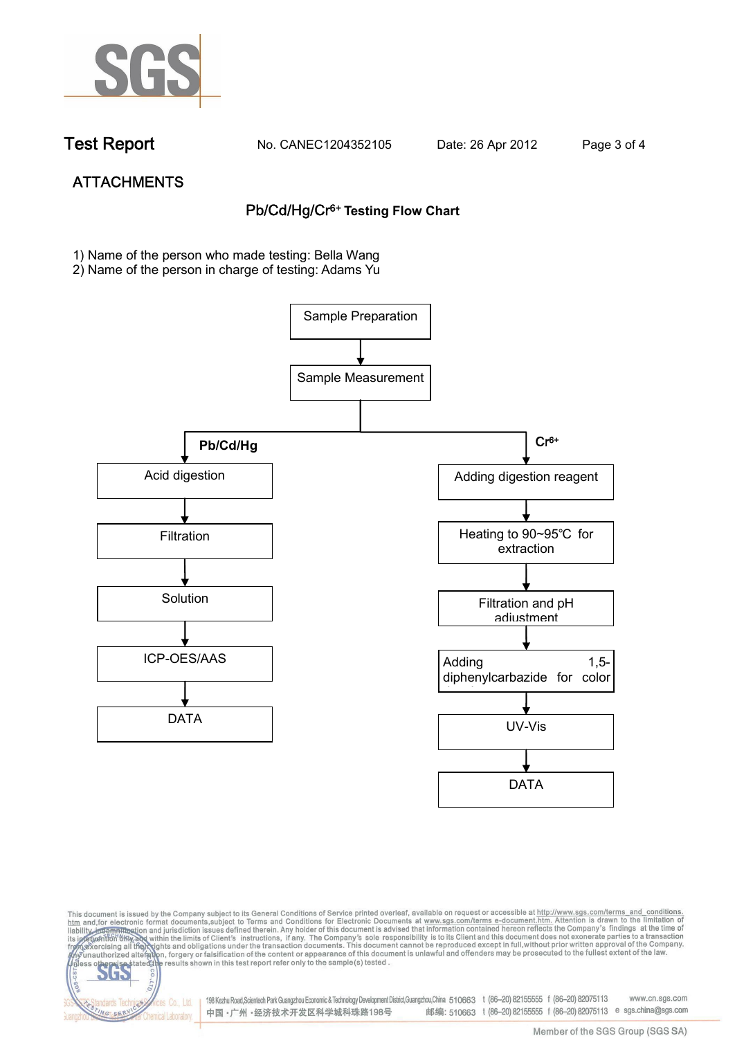**Test Report** No. CANEC1204352105 Date: 26 Apr 2012

## ATTACHMENTS

### Pb/Cd/Hg/$Cr^{6+}$ Testing Flow Chart

1) Name of the person who made testing: Bella Wang
2) Name of the person in charge of testing: Adams Yu

Sample Preparation → Sample Measurement

**Pb/Cd/Hg**

1. Acid digestion
2. Filtration
3. Solution
4. ICP-OES/AAS
5. DATA

**$Cr^{6+}$**

1. Adding digestion reagent
2. Heating to 90~95℃ for extraction
3. Filtration and pH adjustment
4. Adding 1,5-diphenylcarbazide for color
5. UV-Vis
6. DATA

This document is issued by the Company subject to its General Conditions of Service printed overleaf, available on request or accessible at http://www.sgs.com/terms_and_conditions.htm and,for electronic format documents,subject to Terms and Conditions for Electronic Documents at www.sgs.com/terms_e-document.htm. Attention is drawn to the limitation of liability, indemnification and jurisdiction issues defined therein. Any holder of this document is advised that information contained hereon reflects the Company's findings at the time of its intervention only and within the limits of Client's instructions, if any. The Company's sole responsibility is to its Client and this document does not exonerate parties to a transaction from exercising all their rights and obligations under the transaction documents. This document cannot be reproduced except in full,without prior written approval of the Company. Any unauthorized alteration, forgery or falsification of the content or appearance of this document is unlawful and offenders may be prosecuted to the fullest extent of the law. Unless otherwise stated the results shown in this test report refer only to the sample(s) tested .

SGS-CSTC Standards Technical Services Co., Ltd. Guangzhou Branch Consumer Chemical Laboratory

198 Kezhu Road,Scientech Park Guangzhou Economic & Technology Development District,Guangzhou,China 510663 t (86–20) 82155555 f (86–20) 82075113 www.cn.sgs.com
中国 · 广州 · 经济技术开发区科学城科珠路198号 邮编: 510663 t (86–20) 82155555 f (86–20) 82075113 e sgs.china@sgs.com

Member of the SGS Group (SGS SA)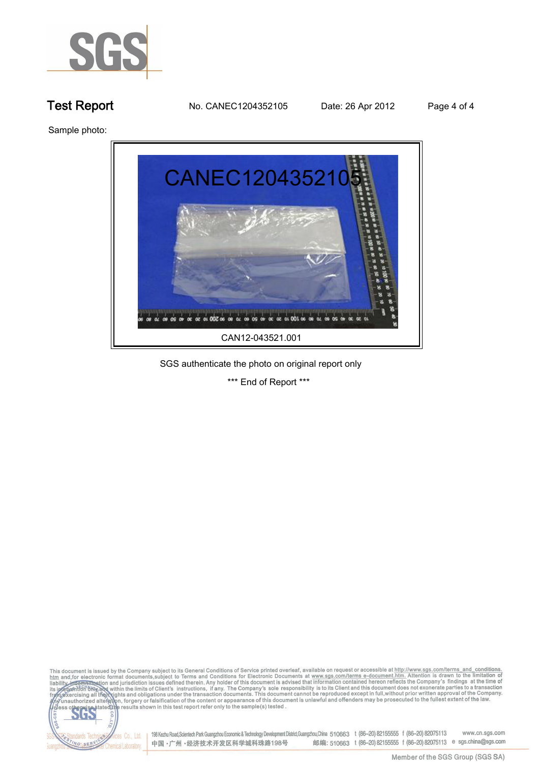# Test Report

No. CANEC1204352105 Date: 26 Apr 2012

Sample photo:

CAN12-043521.001

SGS authenticate the photo on original report only

\*\*\* End of Report \*\*\*

This document is issued by the Company subject to its General Conditions of Service printed overleaf, available on request or accessible at http://www.sgs.com/terms_and_conditions.htm and, for electronic format documents, subject to Terms and Conditions for Electronic Documents at www.sgs.com/terms_e-document.htm. Attention is drawn to the limitation of liability, indemnification and jurisdiction issues defined therein. Any holder of this document is advised that information contained hereon reflects the Company's findings at the time of its intervention only and within the limits of Client's instructions, if any. The Company's sole responsibility is to its Client and this document does not exonerate parties to a transaction from exercising all their rights and obligations under the transaction documents. This document cannot be reproduced except in full, without prior written approval of the Company. Any unauthorized alteration, forgery or falsification of the content or appearance of this document is unlawful and offenders may be prosecuted to the fullest extent of the law. Unless otherwise stated the results shown in this test report refer only to the sample(s) tested.

198 Kezhu Road, Scientech Park Guangzhou Economic & Technology Development District, Guangzhou, China 510663 t (86–20) 82155555 f (86–20) 82075113 www.cn.sgs.com

中国・广州・经济技术开发区科学城科珠路198号 邮编: 510663 t (86–20) 82155555 f (86–20) 82075113 e sgs.china@sgs.com

Member of the SGS Group (SGS SA)